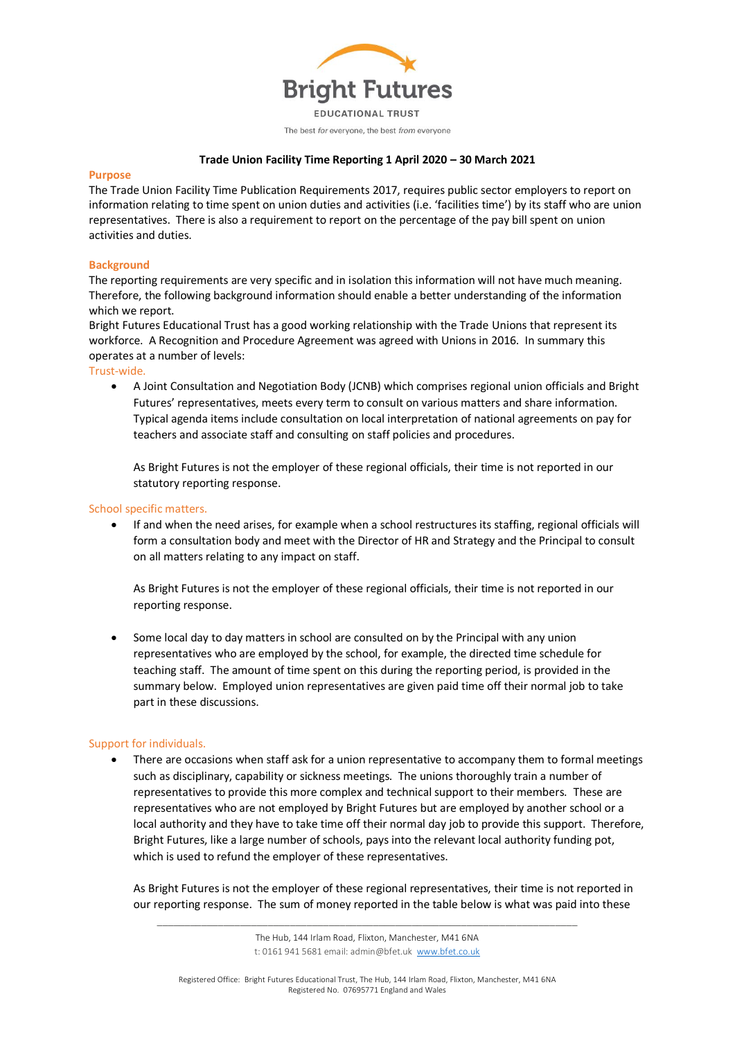Bright Futures

EDUCATIONAL TRUST

The best *for* everyone, the best *from* everyone

**Trade Union Facility Time Reporting 1 April 2020 – 30 March 2021**

## Purpose

The Trade Union Facility Time Publication Requirements 2017, requires public sector employers to report on information relating to time spent on union duties and activities (i.e. 'facilities time') by its staff who are union representatives. There is also a requirement to report on the percentage of the pay bill spent on union activities and duties.

## Background

The reporting requirements are very specific and in isolation this information will not have much meaning. Therefore, the following background information should enable a better understanding of the information which we report.

Bright Futures Educational Trust has a good working relationship with the Trade Unions that represent its workforce. A Recognition and Procedure Agreement was agreed with Unions in 2016. In summary this operates at a number of levels:

### Trust-wide.

- A Joint Consultation and Negotiation Body (JCNB) which comprises regional union officials and Bright Futures' representatives, meets every term to consult on various matters and share information. Typical agenda items include consultation on local interpretation of national agreements on pay for teachers and associate staff and consulting on staff policies and procedures.

  As Bright Futures is not the employer of these regional officials, their time is not reported in our statutory reporting response.

### School specific matters.

- If and when the need arises, for example when a school restructures its staffing, regional officials will form a consultation body and meet with the Director of HR and Strategy and the Principal to consult on all matters relating to any impact on staff.

  As Bright Futures is not the employer of these regional officials, their time is not reported in our reporting response.

- Some local day to day matters in school are consulted on by the Principal with any union representatives who are employed by the school, for example, the directed time schedule for teaching staff. The amount of time spent on this during the reporting period, is provided in the summary below. Employed union representatives are given paid time off their normal job to take part in these discussions.

### Support for individuals.

- There are occasions when staff ask for a union representative to accompany them to formal meetings such as disciplinary, capability or sickness meetings. The unions thoroughly train a number of representatives to provide this more complex and technical support to their members. These are representatives who are not employed by Bright Futures but are employed by another school or a local authority and they have to take time off their normal day job to provide this support. Therefore, Bright Futures, like a large number of schools, pays into the relevant local authority funding pot, which is used to refund the employer of these representatives.

  As Bright Futures is not the employer of these regional representatives, their time is not reported in our reporting response. The sum of money reported in the table below is what was paid into these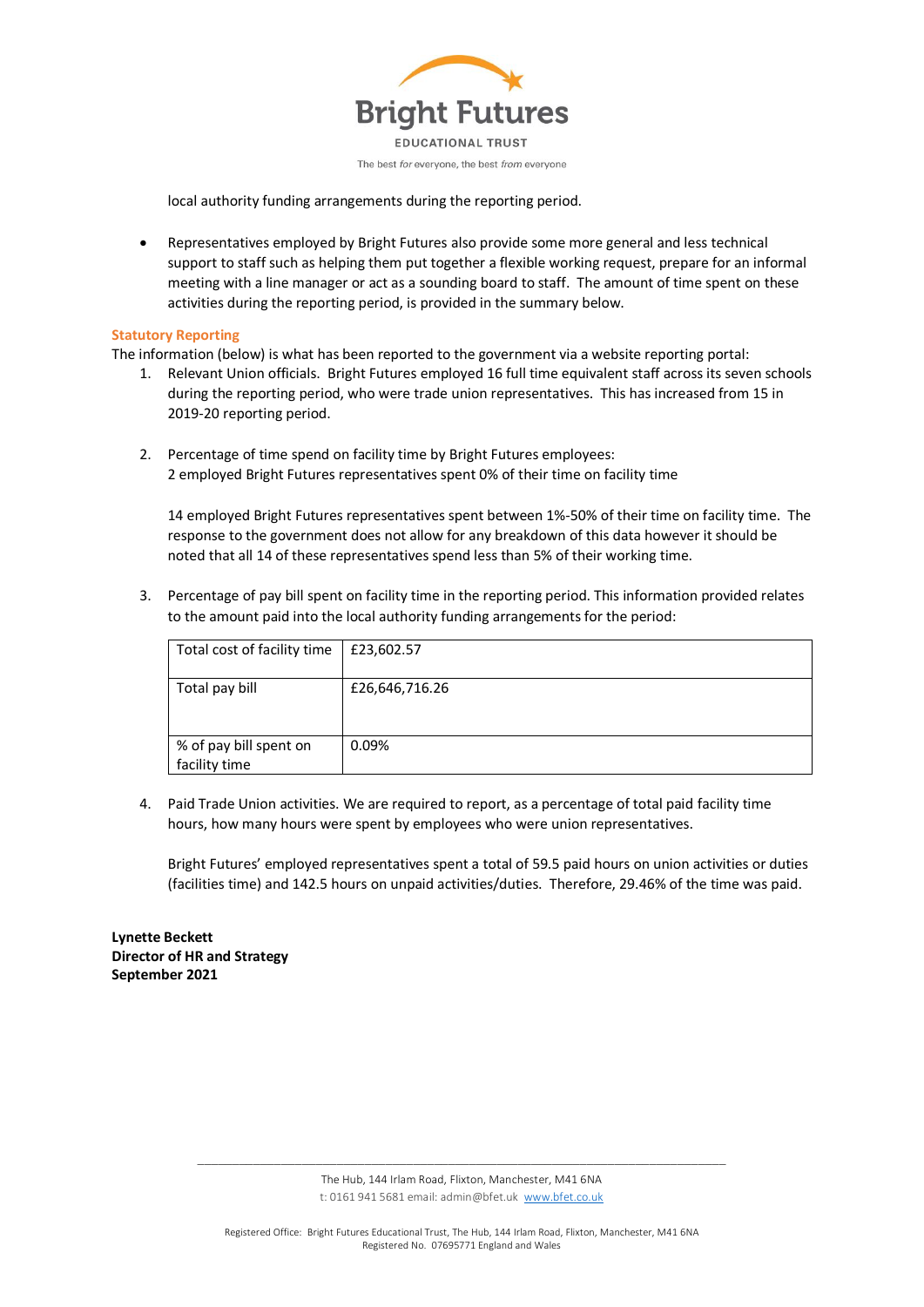local authority funding arrangements during the reporting period.

- Representatives employed by Bright Futures also provide some more general and less technical support to staff such as helping them put together a flexible working request, prepare for an informal meeting with a line manager or act as a sounding board to staff. The amount of time spent on these activities during the reporting period, is provided in the summary below.

## Statutory Reporting

The information (below) is what has been reported to the government via a website reporting portal:

1. Relevant Union officials. Bright Futures employed 16 full time equivalent staff across its seven schools during the reporting period, who were trade union representatives. This has increased from 15 in 2019-20 reporting period.

2. Percentage of time spend on facility time by Bright Futures employees:
   2 employed Bright Futures representatives spent 0% of their time on facility time

   14 employed Bright Futures representatives spent between 1%-50% of their time on facility time. The response to the government does not allow for any breakdown of this data however it should be noted that all 14 of these representatives spend less than 5% of their working time.

3. Percentage of pay bill spent on facility time in the reporting period. This information provided relates to the amount paid into the local authority funding arrangements for the period:

| | |
|---|---|
| Total cost of facility time | £23,602.57 |
| Total pay bill | £26,646,716.26 |
| % of pay bill spent on facility time | 0.09% |

4. Paid Trade Union activities. We are required to report, as a percentage of total paid facility time hours, how many hours were spent by employees who were union representatives.

   Bright Futures' employed representatives spent a total of 59.5 paid hours on union activities or duties (facilities time) and 142.5 hours on unpaid activities/duties. Therefore, 29.46% of the time was paid.

**Lynette Beckett**
**Director of HR and Strategy**
**September 2021**